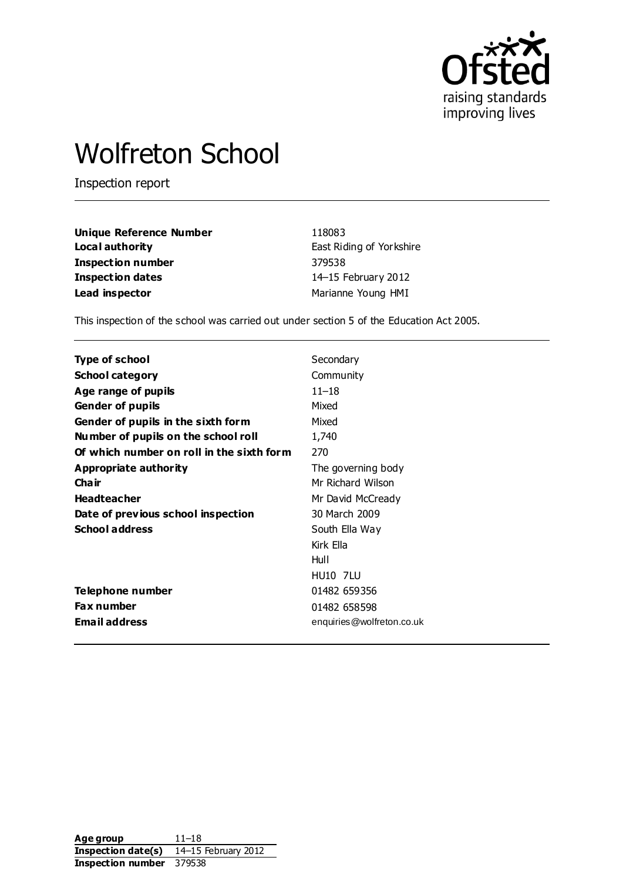# Wolfreton School

Inspection report

| | |
|---|---|
| **Unique Reference Number** | 118083 |
| **Local authority** | East Riding of Yorkshire |
| **Inspection number** | 379538 |
| **Inspection dates** | 14–15 February 2012 |
| **Lead inspector** | Marianne Young HMI |

This inspection of the school was carried out under section 5 of the Education Act 2005.

| | |
|---|---|
| **Type of school** | Secondary |
| **School category** | Community |
| **Age range of pupils** | 11–18 |
| **Gender of pupils** | Mixed |
| **Gender of pupils in the sixth form** | Mixed |
| **Number of pupils on the school roll** | 1,740 |
| **Of which number on roll in the sixth form** | 270 |
| **Appropriate authority** | The governing body |
| **Chair** | Mr Richard Wilson |
| **Headteacher** | Mr David McCready |
| **Date of previous school inspection** | 30 March 2009 |
| **School address** | South Ella Way<br>Kirk Ella<br>Hull<br>HU10 7LU |
| **Telephone number** | 01482 659356 |
| **Fax number** | 01482 658598 |
| **Email address** | enquiries@wolfreton.co.uk |

| | |
|---|---|
| **Age group** | 11–18 |
| **Inspection date(s)** | 14–15 February 2012 |
| **Inspection number** | 379538 |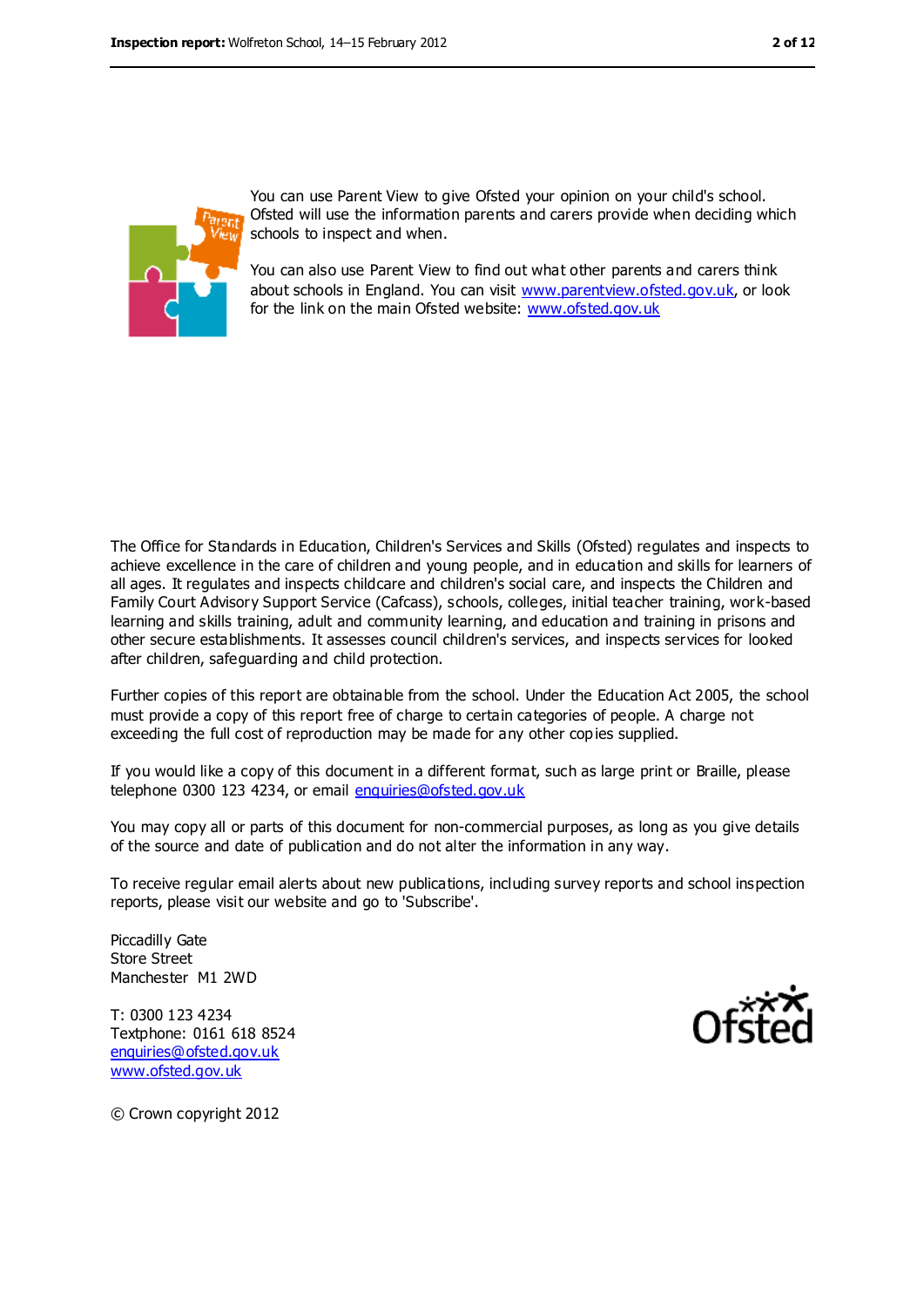You can use Parent View to give Ofsted your opinion on your child's school. Ofsted will use the information parents and carers provide when deciding which schools to inspect and when.

You can also use Parent View to find out what other parents and carers think about schools in England. You can visit www.parentview.ofsted.gov.uk, or look for the link on the main Ofsted website: www.ofsted.gov.uk

The Office for Standards in Education, Children's Services and Skills (Ofsted) regulates and inspects to achieve excellence in the care of children and young people, and in education and skills for learners of all ages. It regulates and inspects childcare and children's social care, and inspects the Children and Family Court Advisory Support Service (Cafcass), schools, colleges, initial teacher training, work-based learning and skills training, adult and community learning, and education and training in prisons and other secure establishments. It assesses council children's services, and inspects services for looked after children, safeguarding and child protection.

Further copies of this report are obtainable from the school. Under the Education Act 2005, the school must provide a copy of this report free of charge to certain categories of people. A charge not exceeding the full cost of reproduction may be made for any other copies supplied.

If you would like a copy of this document in a different format, such as large print or Braille, please telephone 0300 123 4234, or email enquiries@ofsted.gov.uk

You may copy all or parts of this document for non-commercial purposes, as long as you give details of the source and date of publication and do not alter the information in any way.

To receive regular email alerts about new publications, including survey reports and school inspection reports, please visit our website and go to 'Subscribe'.

Piccadilly Gate
Store Street
Manchester M1 2WD

T: 0300 123 4234
Textphone: 0161 618 8524
enquiries@ofsted.gov.uk
www.ofsted.gov.uk

© Crown copyright 2012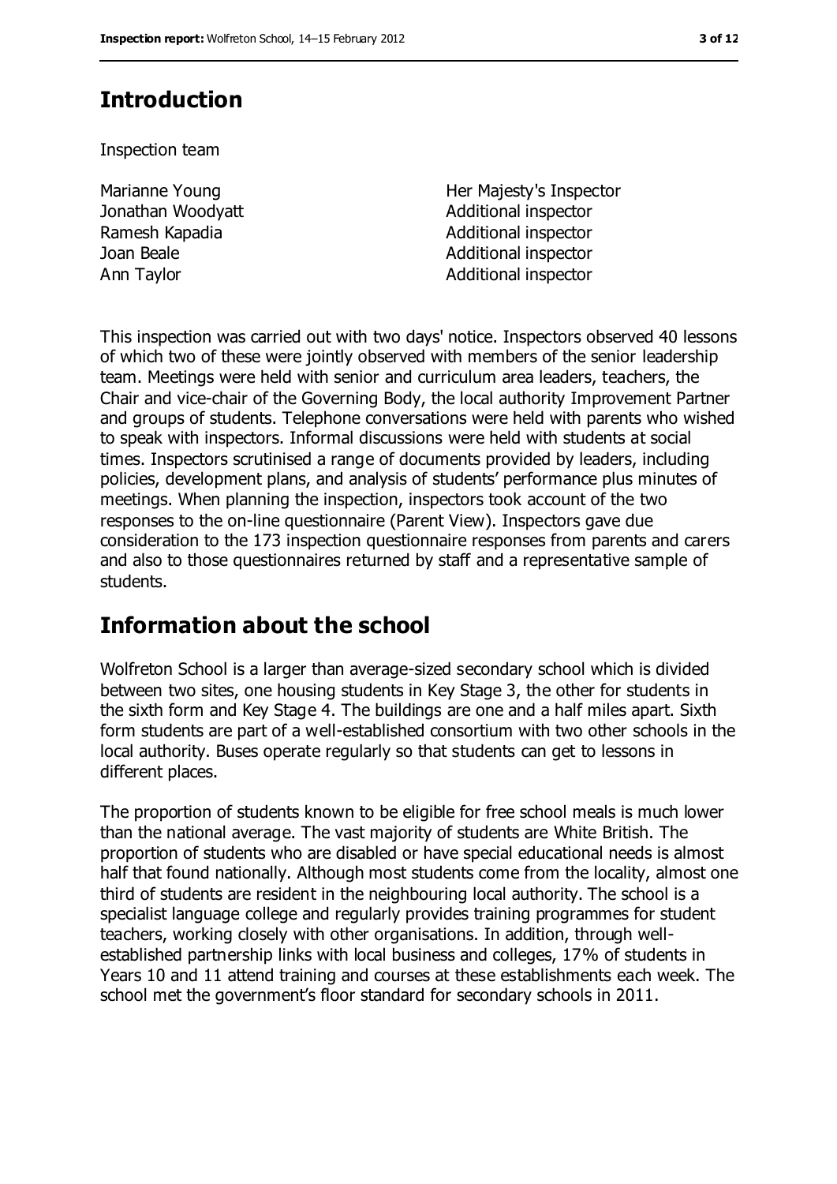## Introduction

Inspection team

| | |
|---|---|
| Marianne Young | Her Majesty's Inspector |
| Jonathan Woodyatt | Additional inspector |
| Ramesh Kapadia | Additional inspector |
| Joan Beale | Additional inspector |
| Ann Taylor | Additional inspector |

This inspection was carried out with two days' notice. Inspectors observed 40 lessons of which two of these were jointly observed with members of the senior leadership team. Meetings were held with senior and curriculum area leaders, teachers, the Chair and vice-chair of the Governing Body, the local authority Improvement Partner and groups of students. Telephone conversations were held with parents who wished to speak with inspectors. Informal discussions were held with students at social times. Inspectors scrutinised a range of documents provided by leaders, including policies, development plans, and analysis of students' performance plus minutes of meetings. When planning the inspection, inspectors took account of the two responses to the on-line questionnaire (Parent View). Inspectors gave due consideration to the 173 inspection questionnaire responses from parents and carers and also to those questionnaires returned by staff and a representative sample of students.

## Information about the school

Wolfreton School is a larger than average-sized secondary school which is divided between two sites, one housing students in Key Stage 3, the other for students in the sixth form and Key Stage 4. The buildings are one and a half miles apart. Sixth form students are part of a well-established consortium with two other schools in the local authority. Buses operate regularly so that students can get to lessons in different places.

The proportion of students known to be eligible for free school meals is much lower than the national average. The vast majority of students are White British. The proportion of students who are disabled or have special educational needs is almost half that found nationally. Although most students come from the locality, almost one third of students are resident in the neighbouring local authority. The school is a specialist language college and regularly provides training programmes for student teachers, working closely with other organisations. In addition, through well-established partnership links with local business and colleges, 17% of students in Years 10 and 11 attend training and courses at these establishments each week. The school met the government's floor standard for secondary schools in 2011.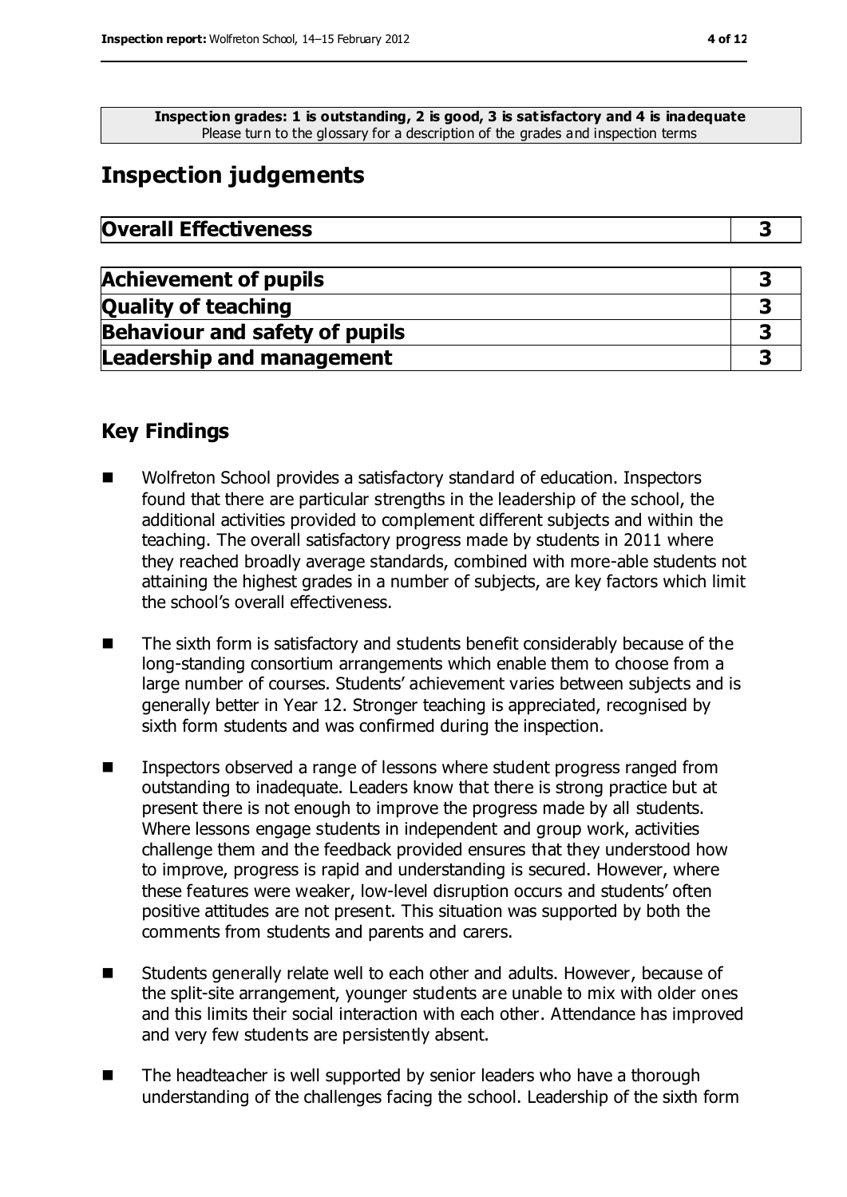**Inspection grades: 1 is outstanding, 2 is good, 3 is satisfactory and 4 is inadequate**
Please turn to the glossary for a description of the grades and inspection terms

# Inspection judgements

| **Overall Effectiveness** | **3** |
|---|---|

| | |
|---|---|
| **Achievement of pupils** | **3** |
| **Quality of teaching** | **3** |
| **Behaviour and safety of pupils** | **3** |
| **Leadership and management** | **3** |

## Key Findings

- Wolfreton School provides a satisfactory standard of education. Inspectors found that there are particular strengths in the leadership of the school, the additional activities provided to complement different subjects and within the teaching. The overall satisfactory progress made by students in 2011 where they reached broadly average standards, combined with more-able students not attaining the highest grades in a number of subjects, are key factors which limit the school's overall effectiveness.
- The sixth form is satisfactory and students benefit considerably because of the long-standing consortium arrangements which enable them to choose from a large number of courses. Students' achievement varies between subjects and is generally better in Year 12. Stronger teaching is appreciated, recognised by sixth form students and was confirmed during the inspection.
- Inspectors observed a range of lessons where student progress ranged from outstanding to inadequate. Leaders know that there is strong practice but at present there is not enough to improve the progress made by all students. Where lessons engage students in independent and group work, activities challenge them and the feedback provided ensures that they understood how to improve, progress is rapid and understanding is secured. However, where these features were weaker, low-level disruption occurs and students' often positive attitudes are not present. This situation was supported by both the comments from students and parents and carers.
- Students generally relate well to each other and adults. However, because of the split-site arrangement, younger students are unable to mix with older ones and this limits their social interaction with each other. Attendance has improved and very few students are persistently absent.
- The headteacher is well supported by senior leaders who have a thorough understanding of the challenges facing the school. Leadership of the sixth form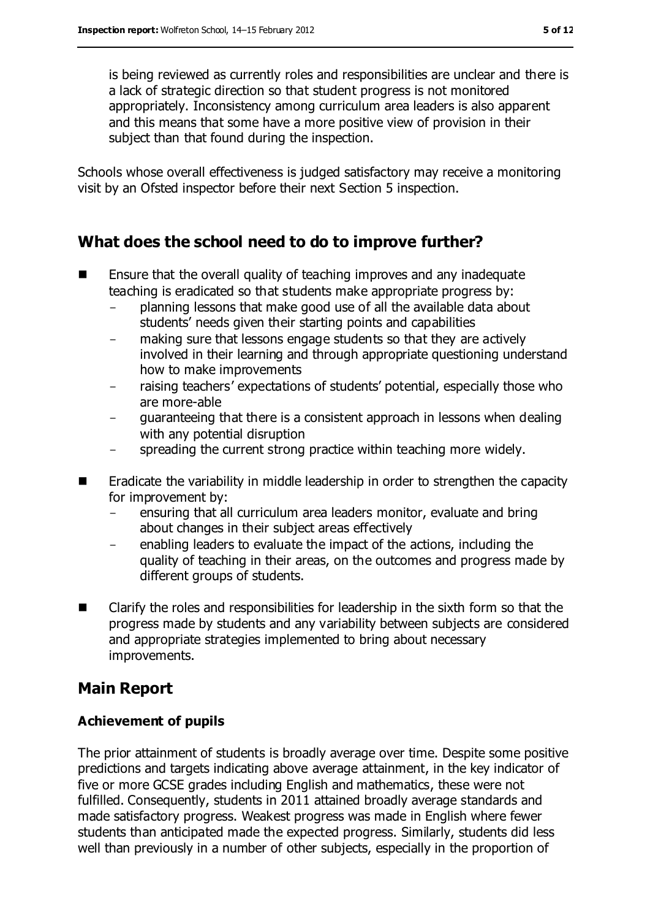is being reviewed as currently roles and responsibilities are unclear and there is a lack of strategic direction so that student progress is not monitored appropriately. Inconsistency among curriculum area leaders is also apparent and this means that some have a more positive view of provision in their subject than that found during the inspection.

Schools whose overall effectiveness is judged satisfactory may receive a monitoring visit by an Ofsted inspector before their next Section 5 inspection.

## What does the school need to do to improve further?

- Ensure that the overall quality of teaching improves and any inadequate teaching is eradicated so that students make appropriate progress by:
  - planning lessons that make good use of all the available data about students' needs given their starting points and capabilities
  - making sure that lessons engage students so that they are actively involved in their learning and through appropriate questioning understand how to make improvements
  - raising teachers' expectations of students' potential, especially those who are more-able
  - guaranteeing that there is a consistent approach in lessons when dealing with any potential disruption
  - spreading the current strong practice within teaching more widely.
- Eradicate the variability in middle leadership in order to strengthen the capacity for improvement by:
  - ensuring that all curriculum area leaders monitor, evaluate and bring about changes in their subject areas effectively
  - enabling leaders to evaluate the impact of the actions, including the quality of teaching in their areas, on the outcomes and progress made by different groups of students.
- Clarify the roles and responsibilities for leadership in the sixth form so that the progress made by students and any variability between subjects are considered and appropriate strategies implemented to bring about necessary improvements.

## Main Report

### Achievement of pupils

The prior attainment of students is broadly average over time. Despite some positive predictions and targets indicating above average attainment, in the key indicator of five or more GCSE grades including English and mathematics, these were not fulfilled. Consequently, students in 2011 attained broadly average standards and made satisfactory progress. Weakest progress was made in English where fewer students than anticipated made the expected progress. Similarly, students did less well than previously in a number of other subjects, especially in the proportion of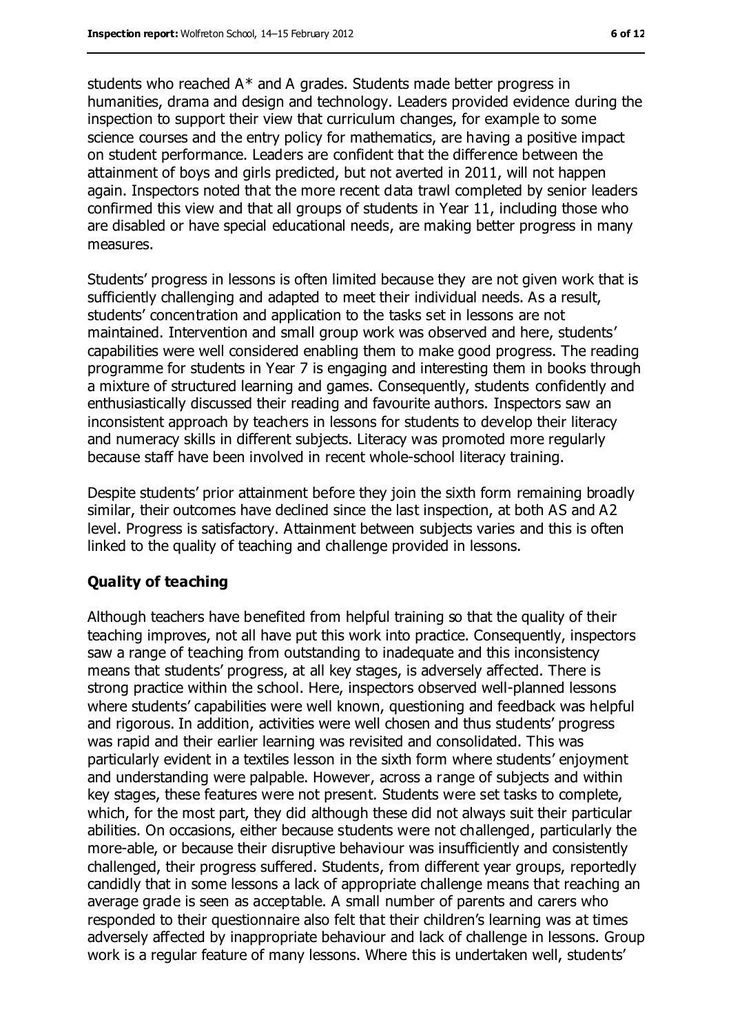students who reached A* and A grades. Students made better progress in humanities, drama and design and technology. Leaders provided evidence during the inspection to support their view that curriculum changes, for example to some science courses and the entry policy for mathematics, are having a positive impact on student performance. Leaders are confident that the difference between the attainment of boys and girls predicted, but not averted in 2011, will not happen again. Inspectors noted that the more recent data trawl completed by senior leaders confirmed this view and that all groups of students in Year 11, including those who are disabled or have special educational needs, are making better progress in many measures.

Students' progress in lessons is often limited because they are not given work that is sufficiently challenging and adapted to meet their individual needs. As a result, students' concentration and application to the tasks set in lessons are not maintained. Intervention and small group work was observed and here, students' capabilities were well considered enabling them to make good progress. The reading programme for students in Year 7 is engaging and interesting them in books through a mixture of structured learning and games. Consequently, students confidently and enthusiastically discussed their reading and favourite authors. Inspectors saw an inconsistent approach by teachers in lessons for students to develop their literacy and numeracy skills in different subjects. Literacy was promoted more regularly because staff have been involved in recent whole-school literacy training.

Despite students' prior attainment before they join the sixth form remaining broadly similar, their outcomes have declined since the last inspection, at both AS and A2 level. Progress is satisfactory. Attainment between subjects varies and this is often linked to the quality of teaching and challenge provided in lessons.

### Quality of teaching

Although teachers have benefited from helpful training so that the quality of their teaching improves, not all have put this work into practice. Consequently, inspectors saw a range of teaching from outstanding to inadequate and this inconsistency means that students' progress, at all key stages, is adversely affected. There is strong practice within the school. Here, inspectors observed well-planned lessons where students' capabilities were well known, questioning and feedback was helpful and rigorous. In addition, activities were well chosen and thus students' progress was rapid and their earlier learning was revisited and consolidated. This was particularly evident in a textiles lesson in the sixth form where students' enjoyment and understanding were palpable. However, across a range of subjects and within key stages, these features were not present. Students were set tasks to complete, which, for the most part, they did although these did not always suit their particular abilities. On occasions, either because students were not challenged, particularly the more-able, or because their disruptive behaviour was insufficiently and consistently challenged, their progress suffered. Students, from different year groups, reportedly candidly that in some lessons a lack of appropriate challenge means that reaching an average grade is seen as acceptable. A small number of parents and carers who responded to their questionnaire also felt that their children's learning was at times adversely affected by inappropriate behaviour and lack of challenge in lessons. Group work is a regular feature of many lessons. Where this is undertaken well, students'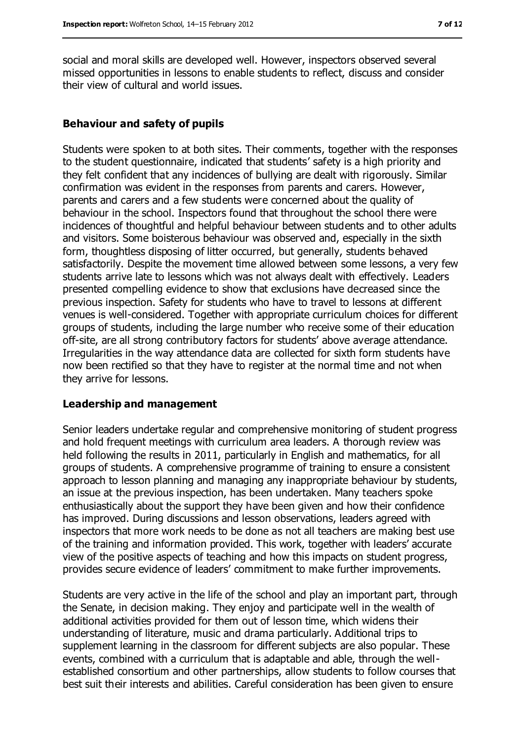social and moral skills are developed well. However, inspectors observed several missed opportunities in lessons to enable students to reflect, discuss and consider their view of cultural and world issues.

### Behaviour and safety of pupils

Students were spoken to at both sites. Their comments, together with the responses to the student questionnaire, indicated that students' safety is a high priority and they felt confident that any incidences of bullying are dealt with rigorously. Similar confirmation was evident in the responses from parents and carers. However, parents and carers and a few students were concerned about the quality of behaviour in the school. Inspectors found that throughout the school there were incidences of thoughtful and helpful behaviour between students and to other adults and visitors. Some boisterous behaviour was observed and, especially in the sixth form, thoughtless disposing of litter occurred, but generally, students behaved satisfactorily. Despite the movement time allowed between some lessons, a very few students arrive late to lessons which was not always dealt with effectively. Leaders presented compelling evidence to show that exclusions have decreased since the previous inspection. Safety for students who have to travel to lessons at different venues is well-considered. Together with appropriate curriculum choices for different groups of students, including the large number who receive some of their education off-site, are all strong contributory factors for students' above average attendance. Irregularities in the way attendance data are collected for sixth form students have now been rectified so that they have to register at the normal time and not when they arrive for lessons.

### Leadership and management

Senior leaders undertake regular and comprehensive monitoring of student progress and hold frequent meetings with curriculum area leaders. A thorough review was held following the results in 2011, particularly in English and mathematics, for all groups of students. A comprehensive programme of training to ensure a consistent approach to lesson planning and managing any inappropriate behaviour by students, an issue at the previous inspection, has been undertaken. Many teachers spoke enthusiastically about the support they have been given and how their confidence has improved. During discussions and lesson observations, leaders agreed with inspectors that more work needs to be done as not all teachers are making best use of the training and information provided. This work, together with leaders' accurate view of the positive aspects of teaching and how this impacts on student progress, provides secure evidence of leaders' commitment to make further improvements.

Students are very active in the life of the school and play an important part, through the Senate, in decision making. They enjoy and participate well in the wealth of additional activities provided for them out of lesson time, which widens their understanding of literature, music and drama particularly. Additional trips to supplement learning in the classroom for different subjects are also popular. These events, combined with a curriculum that is adaptable and able, through the well-established consortium and other partnerships, allow students to follow courses that best suit their interests and abilities. Careful consideration has been given to ensure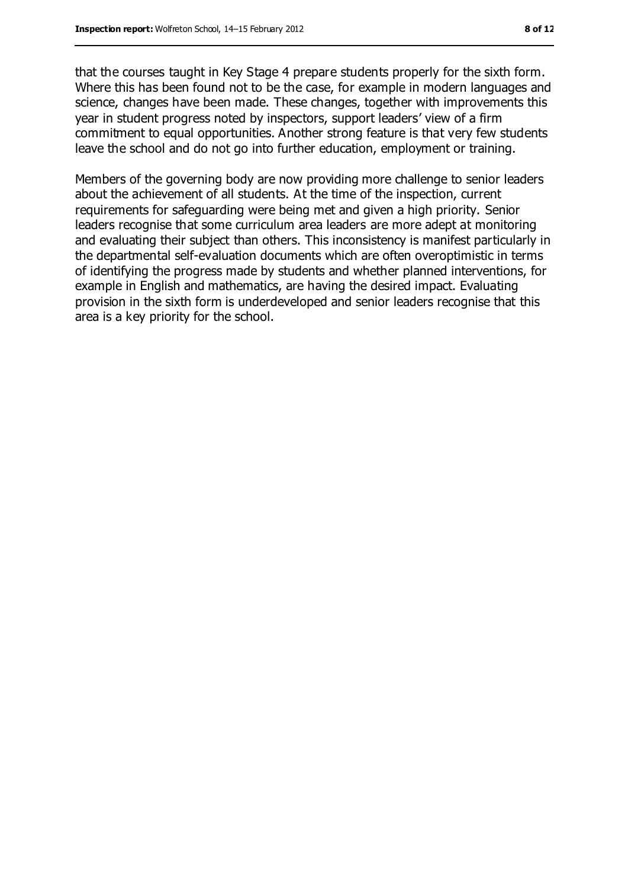that the courses taught in Key Stage 4 prepare students properly for the sixth form. Where this has been found not to be the case, for example in modern languages and science, changes have been made. These changes, together with improvements this year in student progress noted by inspectors, support leaders' view of a firm commitment to equal opportunities. Another strong feature is that very few students leave the school and do not go into further education, employment or training.

Members of the governing body are now providing more challenge to senior leaders about the achievement of all students. At the time of the inspection, current requirements for safeguarding were being met and given a high priority. Senior leaders recognise that some curriculum area leaders are more adept at monitoring and evaluating their subject than others. This inconsistency is manifest particularly in the departmental self-evaluation documents which are often overoptimistic in terms of identifying the progress made by students and whether planned interventions, for example in English and mathematics, are having the desired impact. Evaluating provision in the sixth form is underdeveloped and senior leaders recognise that this area is a key priority for the school.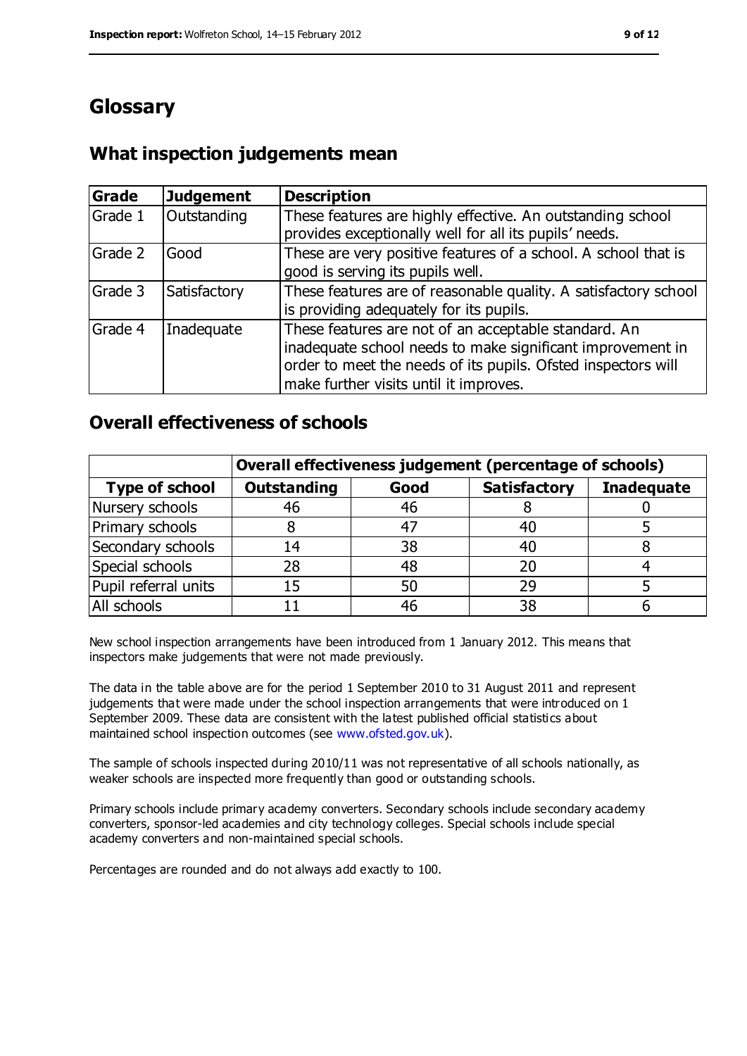# Glossary

## What inspection judgements mean

| Grade | Judgement | Description |
| --- | --- | --- |
| Grade 1 | Outstanding | These features are highly effective. An outstanding school provides exceptionally well for all its pupils' needs. |
| Grade 2 | Good | These are very positive features of a school. A school that is good is serving its pupils well. |
| Grade 3 | Satisfactory | These features are of reasonable quality. A satisfactory school is providing adequately for its pupils. |
| Grade 4 | Inadequate | These features are not of an acceptable standard. An inadequate school needs to make significant improvement in order to meet the needs of its pupils. Ofsted inspectors will make further visits until it improves. |

## Overall effectiveness of schools

| | Overall effectiveness judgement (percentage of schools) | | | |
| --- | --- | --- | --- | --- |
| **Type of school** | **Outstanding** | **Good** | **Satisfactory** | **Inadequate** |
| Nursery schools | 46 | 46 | 8 | 0 |
| Primary schools | 8 | 47 | 40 | 5 |
| Secondary schools | 14 | 38 | 40 | 8 |
| Special schools | 28 | 48 | 20 | 4 |
| Pupil referral units | 15 | 50 | 29 | 5 |
| All schools | 11 | 46 | 38 | 6 |

New school inspection arrangements have been introduced from 1 January 2012. This means that inspectors make judgements that were not made previously.

The data in the table above are for the period 1 September 2010 to 31 August 2011 and represent judgements that were made under the school inspection arrangements that were introduced on 1 September 2009. These data are consistent with the latest published official statistics about maintained school inspection outcomes (see www.ofsted.gov.uk).

The sample of schools inspected during 2010/11 was not representative of all schools nationally, as weaker schools are inspected more frequently than good or outstanding schools.

Primary schools include primary academy converters. Secondary schools include secondary academy converters, sponsor-led academies and city technology colleges. Special schools include special academy converters and non-maintained special schools.

Percentages are rounded and do not always add exactly to 100.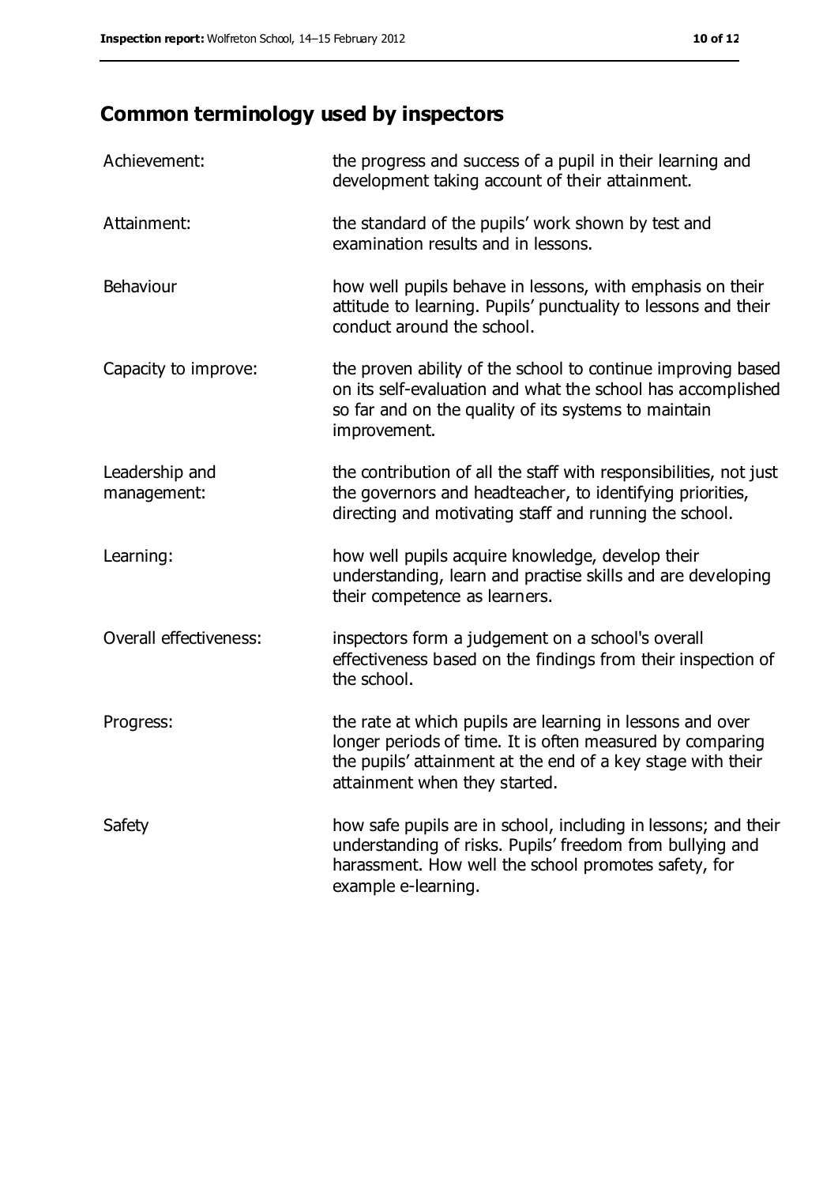## Common terminology used by inspectors

| | |
|---|---|
| Achievement: | the progress and success of a pupil in their learning and development taking account of their attainment. |
| Attainment: | the standard of the pupils' work shown by test and examination results and in lessons. |
| Behaviour | how well pupils behave in lessons, with emphasis on their attitude to learning. Pupils' punctuality to lessons and their conduct around the school. |
| Capacity to improve: | the proven ability of the school to continue improving based on its self-evaluation and what the school has accomplished so far and on the quality of its systems to maintain improvement. |
| Leadership and management: | the contribution of all the staff with responsibilities, not just the governors and headteacher, to identifying priorities, directing and motivating staff and running the school. |
| Learning: | how well pupils acquire knowledge, develop their understanding, learn and practise skills and are developing their competence as learners. |
| Overall effectiveness: | inspectors form a judgement on a school's overall effectiveness based on the findings from their inspection of the school. |
| Progress: | the rate at which pupils are learning in lessons and over longer periods of time. It is often measured by comparing the pupils' attainment at the end of a key stage with their attainment when they started. |
| Safety | how safe pupils are in school, including in lessons; and their understanding of risks. Pupils' freedom from bullying and harassment. How well the school promotes safety, for example e-learning. |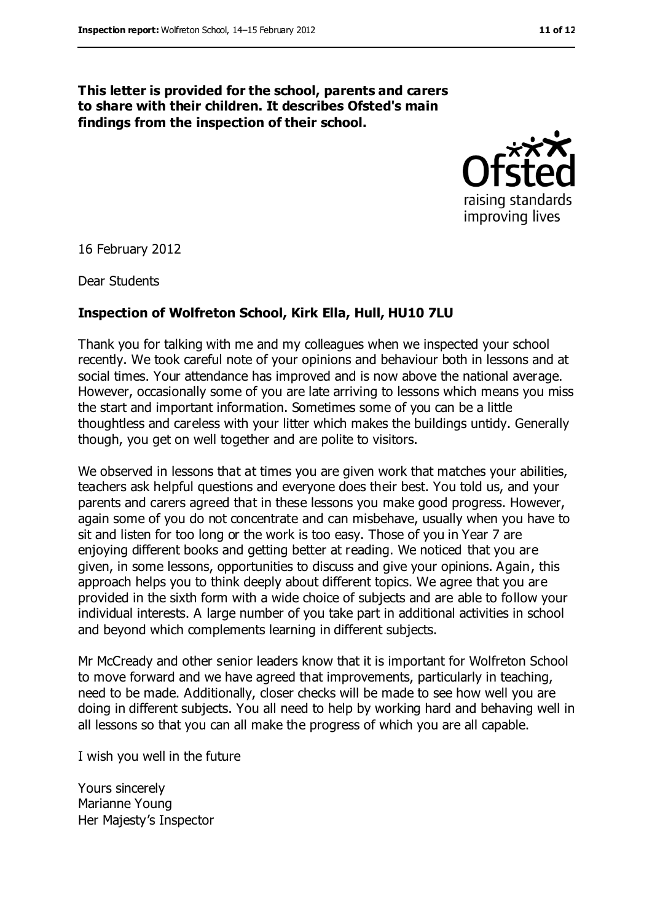**This letter is provided for the school, parents and carers to share with their children. It describes Ofsted's main findings from the inspection of their school.**

16 February 2012

Dear Students

**Inspection of Wolfreton School, Kirk Ella, Hull, HU10 7LU**

Thank you for talking with me and my colleagues when we inspected your school recently. We took careful note of your opinions and behaviour both in lessons and at social times. Your attendance has improved and is now above the national average. However, occasionally some of you are late arriving to lessons which means you miss the start and important information. Sometimes some of you can be a little thoughtless and careless with your litter which makes the buildings untidy. Generally though, you get on well together and are polite to visitors.

We observed in lessons that at times you are given work that matches your abilities, teachers ask helpful questions and everyone does their best. You told us, and your parents and carers agreed that in these lessons you make good progress. However, again some of you do not concentrate and can misbehave, usually when you have to sit and listen for too long or the work is too easy. Those of you in Year 7 are enjoying different books and getting better at reading. We noticed that you are given, in some lessons, opportunities to discuss and give your opinions. Again, this approach helps you to think deeply about different topics. We agree that you are provided in the sixth form with a wide choice of subjects and are able to follow your individual interests. A large number of you take part in additional activities in school and beyond which complements learning in different subjects.

Mr McCready and other senior leaders know that it is important for Wolfreton School to move forward and we have agreed that improvements, particularly in teaching, need to be made. Additionally, closer checks will be made to see how well you are doing in different subjects. You all need to help by working hard and behaving well in all lessons so that you can all make the progress of which you are all capable.

I wish you well in the future

Yours sincerely
Marianne Young
Her Majesty's Inspector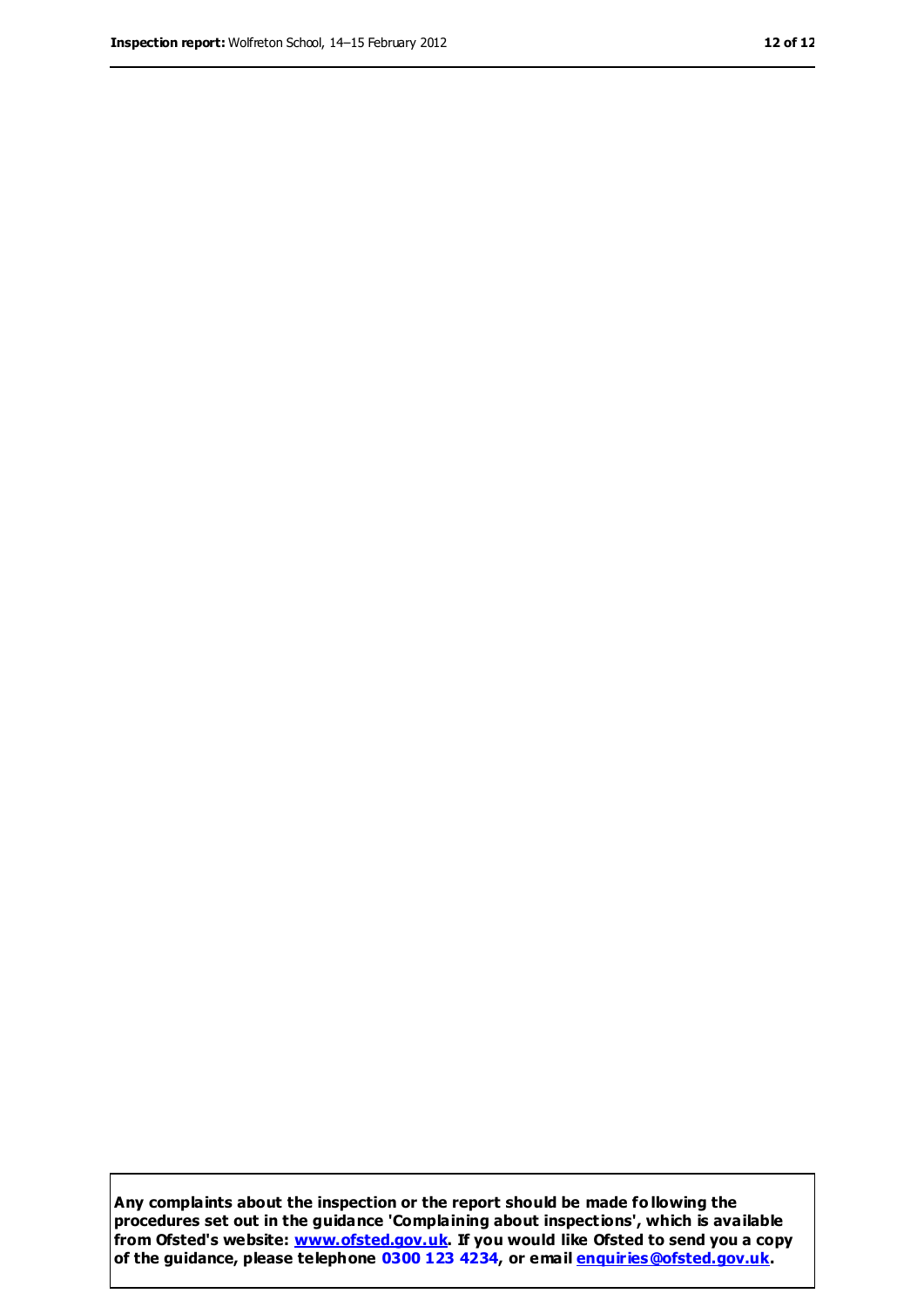**Any complaints about the inspection or the report should be made following the procedures set out in the guidance 'Complaining about inspections', which is available from Ofsted's website: [www.ofsted.gov.uk](http://www.ofsted.gov.uk). If you would like Ofsted to send you a copy of the guidance, please telephone 0300 123 4234, or email [enquiries@ofsted.gov.uk](mailto:enquiries@ofsted.gov.uk).**